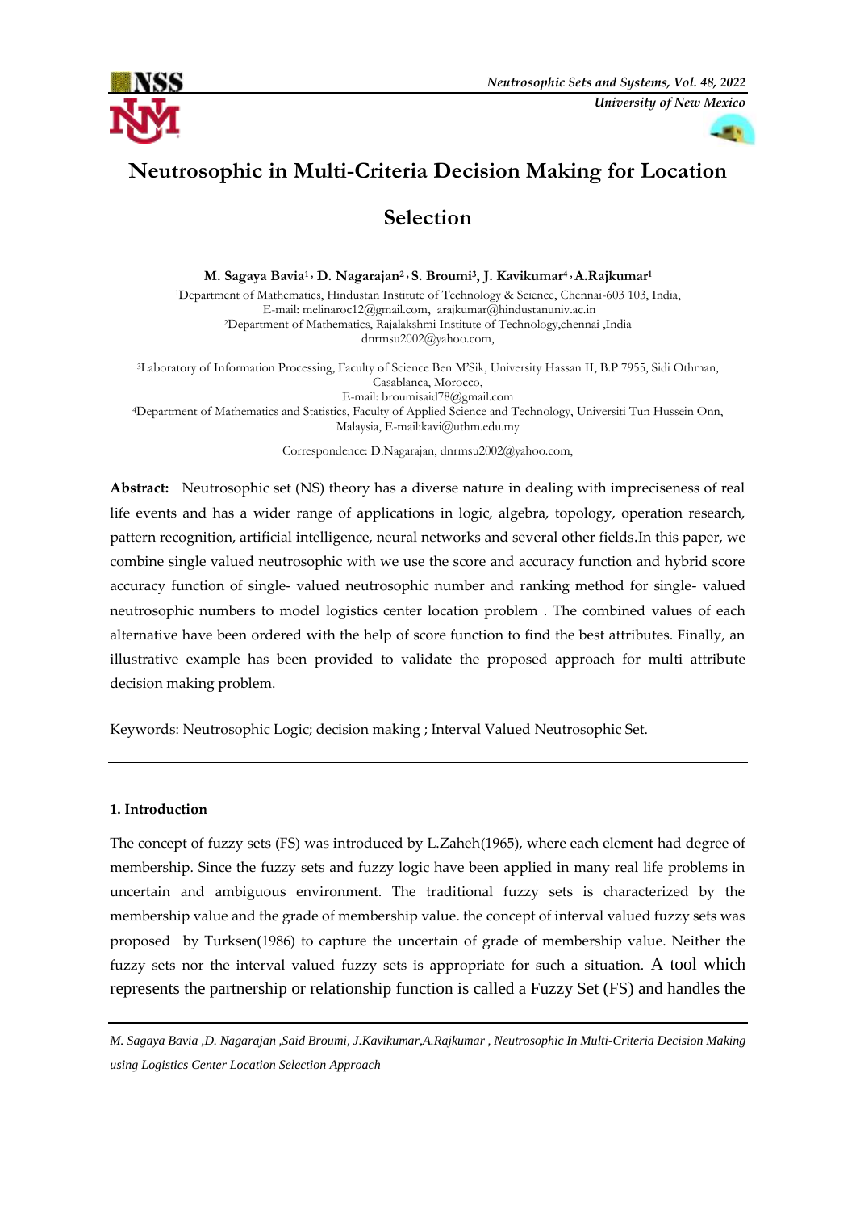# Neutrosophic in Multi-Criteria Decision Making for Location Selection

**M. Sagaya Bavia[1], D. Nagarajan[2], S. Broumi[3], J. Kavikumar[4], A.Rajkumar[1]**

[1]Department of Mathematics, Hindustan Institute of Technology & Science, Chennai-603 103, India, E-mail: melinaroc12@gmail.com, arajkumar@hindustanuniv.ac.in

[2]Department of Mathematics, Rajalakshmi Institute of Technology,chennai ,India dnrmsu2002@yahoo.com,

[3]Laboratory of Information Processing, Faculty of Science Ben M'Sik, University Hassan II, B.P 7955, Sidi Othman, Casablanca, Morocco,
E-mail: broumisaid78@gmail.com

[4]Department of Mathematics and Statistics, Faculty of Applied Science and Technology, Universiti Tun Hussein Onn, Malaysia, E-mail:kavi@uthm.edu.my

Correspondence: D.Nagarajan, dnrmsu2002@yahoo.com,

**Abstract:** Neutrosophic set (NS) theory has a diverse nature in dealing with impreciseness of real life events and has a wider range of applications in logic, algebra, topology, operation research, pattern recognition, artificial intelligence, neural networks and several other fields.In this paper, we combine single valued neutrosophic with we use the score and accuracy function and hybrid score accuracy function of single- valued neutrosophic number and ranking method for single- valued neutrosophic numbers to model logistics center location problem . The combined values of each alternative have been ordered with the help of score function to find the best attributes. Finally, an illustrative example has been provided to validate the proposed approach for multi attribute decision making problem.

Keywords: Neutrosophic Logic; decision making ; Interval Valued Neutrosophic Set.

## 1. Introduction

The concept of fuzzy sets (FS) was introduced by L.Zaheh(1965), where each element had degree of membership. Since the fuzzy sets and fuzzy logic have been applied in many real life problems in uncertain and ambiguous environment. The traditional fuzzy sets is characterized by the membership value and the grade of membership value. the concept of interval valued fuzzy sets was proposed by Turksen(1986) to capture the uncertain of grade of membership value. Neither the fuzzy sets nor the interval valued fuzzy sets is appropriate for such a situation. A tool which represents the partnership or relationship function is called a Fuzzy Set (FS) and handles the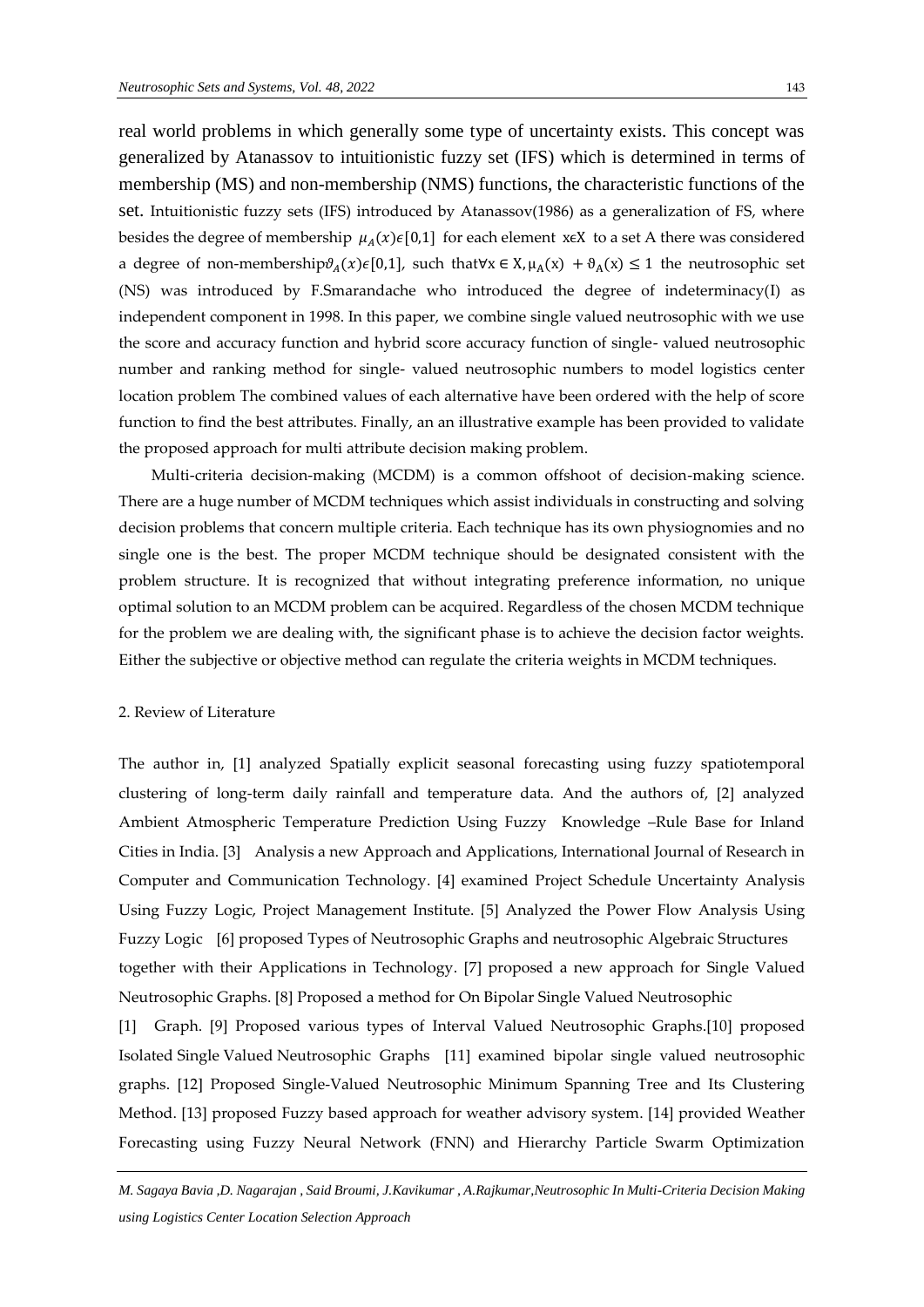real world problems in which generally some type of uncertainty exists. This concept was generalized by Atanassov to intuitionistic fuzzy set (IFS) which is determined in terms of membership (MS) and non-membership (NMS) functions, the characteristic functions of the set. Intuitionistic fuzzy sets (IFS) introduced by Atanassov(1986) as a generalization of FS, where besides the degree of membership $\mu_A(x)\epsilon[0,1]$ for each element $x\epsilon X$ to a set A there was considered a degree of non-membership$\vartheta_A(x)\epsilon[0,1]$, such that$\forall x \in X, \mu_A(x) + \vartheta_A(x) \leq 1$ the neutrosophic set (NS) was introduced by F.Smarandache who introduced the degree of indeterminacy(I) as independent component in 1998. In this paper, we combine single valued neutrosophic with we use the score and accuracy function and hybrid score accuracy function of single- valued neutrosophic number and ranking method for single- valued neutrosophic numbers to model logistics center location problem The combined values of each alternative have been ordered with the help of score function to find the best attributes. Finally, an an illustrative example has been provided to validate the proposed approach for multi attribute decision making problem.

Multi-criteria decision-making (MCDM) is a common offshoot of decision-making science. There are a huge number of MCDM techniques which assist individuals in constructing and solving decision problems that concern multiple criteria. Each technique has its own physiognomies and no single one is the best. The proper MCDM technique should be designated consistent with the problem structure. It is recognized that without integrating preference information, no unique optimal solution to an MCDM problem can be acquired. Regardless of the chosen MCDM technique for the problem we are dealing with, the significant phase is to achieve the decision factor weights. Either the subjective or objective method can regulate the criteria weights in MCDM techniques.

## 2. Review of Literature

The author in, [1] analyzed Spatially explicit seasonal forecasting using fuzzy spatiotemporal clustering of long-term daily rainfall and temperature data. And the authors of, [2] analyzed Ambient Atmospheric Temperature Prediction Using Fuzzy Knowledge –Rule Base for Inland Cities in India. [3] Analysis a new Approach and Applications, International Journal of Research in Computer and Communication Technology. [4] examined Project Schedule Uncertainty Analysis Using Fuzzy Logic, Project Management Institute. [5] Analyzed the Power Flow Analysis Using Fuzzy Logic [6] proposed Types of Neutrosophic Graphs and neutrosophic Algebraic Structures together with their Applications in Technology. [7] proposed a new approach for Single Valued Neutrosophic Graphs. [8] Proposed a method for On Bipolar Single Valued Neutrosophic

[1] Graph. [9] Proposed various types of Interval Valued Neutrosophic Graphs.[10] proposed Isolated Single Valued Neutrosophic Graphs [11] examined bipolar single valued neutrosophic graphs. [12] Proposed Single-Valued Neutrosophic Minimum Spanning Tree and Its Clustering Method. [13] proposed Fuzzy based approach for weather advisory system. [14] provided Weather Forecasting using Fuzzy Neural Network (FNN) and Hierarchy Particle Swarm Optimization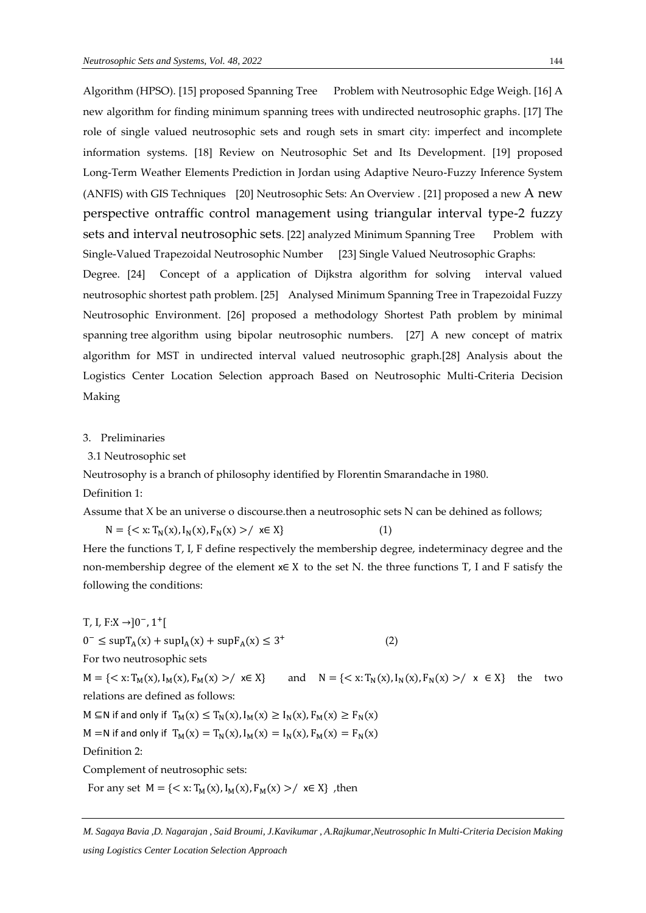Algorithm (HPSO). [15] proposed Spanning Tree   Problem with Neutrosophic Edge Weigh. [16] A new algorithm for finding minimum spanning trees with undirected neutrosophic graphs. [17] The role of single valued neutrosophic sets and rough sets in smart city: imperfect and incomplete information systems. [18] Review on Neutrosophic Set and Its Development. [19] proposed Long-Term Weather Elements Prediction in Jordan using Adaptive Neuro-Fuzzy Inference System (ANFIS) with GIS Techniques  [20] Neutrosophic Sets: An Overview . [21] proposed a new A new perspective ontraffic control management using triangular interval type-2 fuzzy sets and interval neutrosophic sets. [22] analyzed Minimum Spanning Tree  Problem with Single-Valued Trapezoidal Neutrosophic Number  [23] Single Valued Neutrosophic Graphs: Degree. [24]  Concept of a application of Dijkstra algorithm for solving  interval valued neutrosophic shortest path problem. [25]  Analysed Minimum Spanning Tree in Trapezoidal Fuzzy Neutrosophic Environment. [26] proposed a methodology Shortest Path problem by minimal spanning tree algorithm using bipolar neutrosophic numbers.  [27] A new concept of matrix algorithm for MST in undirected interval valued neutrosophic graph.[28] Analysis about the Logistics Center Location Selection approach Based on Neutrosophic Multi-Criteria Decision Making

## 3. Preliminaries

### 3.1 Neutrosophic set

Neutrosophy is a branch of philosophy identified by Florentin Smarandache in 1980.

Definition 1:

Assume that X be an universe o discourse.then a neutrosophic sets N can be dehined as follows;

$$N = \{< x: T_N(x), I_N(x), F_N(x) >/ \ x \in X\} \qquad (1)$$

Here the functions T, I, F define respectively the membership degree, indeterminacy degree and the non-membership degree of the element $x \in X$ to the set N. the three functions T, I and F satisfy the following the conditions:

$T, I, F: X \rightarrow ]0^-, 1^+[$

$$0^- \leq \sup T_A(x) + \sup I_A(x) + \sup F_A(x) \leq 3^+ \qquad (2)$$

For two neutrosophic sets

$M = \{< x: T_M(x), I_M(x), F_M(x) >/ \ x \in X\}$ and $N = \{< x: T_N(x), I_N(x), F_N(x) >/ \ x \in X\}$ the two relations are defined as follows:

$M \subseteq N$ if and only if $T_M(x) \leq T_N(x), I_M(x) \geq I_N(x), F_M(x) \geq F_N(x)$

$M = N$ if and only if $T_M(x) = T_N(x), I_M(x) = I_N(x), F_M(x) = F_N(x)$

Definition 2:

Complement of neutrosophic sets:

For any set $M = \{< x: T_M(x), I_M(x), F_M(x) >/ \ x \in X\}$ ,then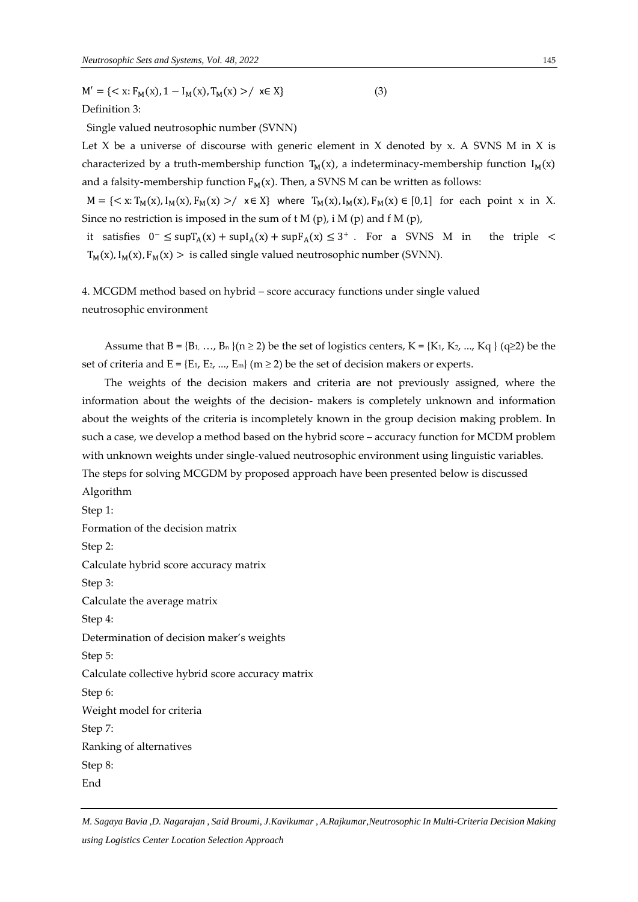$$M' = \{< x: F_M(x), 1 - I_M(x), T_M(x) > / \ x \in X\} \quad (3)$$

Definition 3:

Single valued neutrosophic number (SVNN)

Let X be a universe of discourse with generic element in X denoted by x. A SVNS M in X is characterized by a truth-membership function $T_M(x)$, a indeterminacy-membership function $I_M(x)$ and a falsity-membership function $F_M(x)$. Then, a SVNS M can be written as follows:

$M = \{< x: T_M(x), I_M(x), F_M(x) > / \ x \in X\}$ where $T_M(x), I_M(x), F_M(x) \in [0,1]$ for each point x in X. Since no restriction is imposed in the sum of t M (p), i M (p) and f M (p),

it satisfies $0^- \leq \sup T_A(x) + \sup I_A(x) + \sup F_A(x) \leq 3^+$ . For a SVNS M in the triple $< T_M(x), I_M(x), F_M(x) >$ is called single valued neutrosophic number (SVNN).

## 4. MCGDM method based on hybrid – score accuracy functions under single valued neutrosophic environment

Assume that B = {$B_1$, …, $B_n$ }($n \geq 2$) be the set of logistics centers, K = {$K_1$, $K_2$, ..., Kq } ($q \geq 2$) be the set of criteria and E = {$E_1$, $E_2$, ..., $E_m$} ($m \geq 2$) be the set of decision makers or experts.

The weights of the decision makers and criteria are not previously assigned, where the information about the weights of the decision- makers is completely unknown and information about the weights of the criteria is incompletely known in the group decision making problem. In such a case, we develop a method based on the hybrid score – accuracy function for MCDM problem with unknown weights under single-valued neutrosophic environment using linguistic variables. The steps for solving MCGDM by proposed approach have been presented below is discussed

Algorithm

Step 1:

Formation of the decision matrix

Step 2:

Calculate hybrid score accuracy matrix

Step 3:

Calculate the average matrix

Step 4:

Determination of decision maker's weights

Step 5:

Calculate collective hybrid score accuracy matrix

Step 6:

Weight model for criteria

Step 7:

Ranking of alternatives

Step 8:

End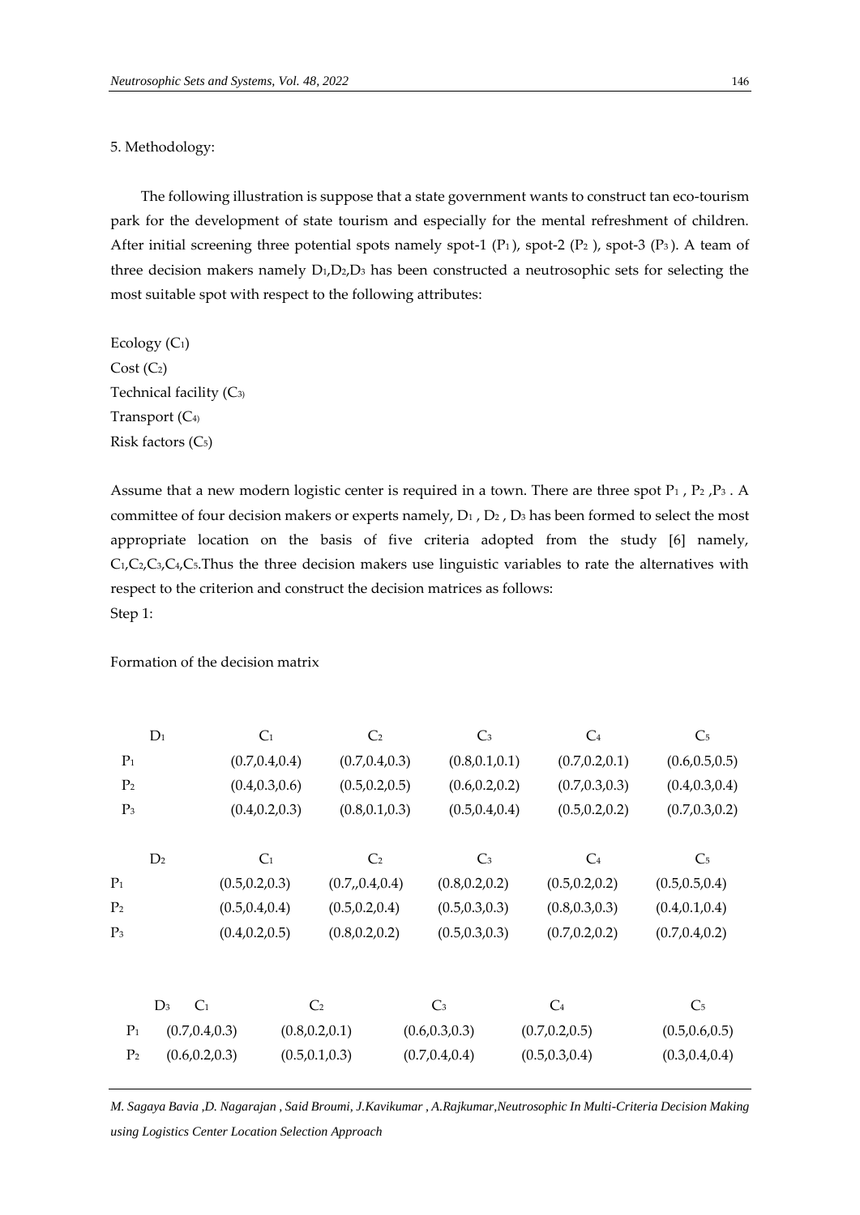## 5. Methodology:

The following illustration is suppose that a state government wants to construct tan eco-tourism park for the development of state tourism and especially for the mental refreshment of children. After initial screening three potential spots namely spot-1 ($P_1$), spot-2 ($P_2$ ), spot-3 ($P_3$). A team of three decision makers namely $D_1$,$D_2$,$D_3$ has been constructed a neutrosophic sets for selecting the most suitable spot with respect to the following attributes:

Ecology ($C_1$)
Cost ($C_2$)
Technical facility ($C_3$)
Transport ($C_4$)
Risk factors ($C_5$)

Assume that a new modern logistic center is required in a town. There are three spot $P_1$ , $P_2$ ,$P_3$ . A committee of four decision makers or experts namely, $D_1$ , $D_2$ , $D_3$ has been formed to select the most appropriate location on the basis of five criteria adopted from the study [6] namely, $C_1$,$C_2$,$C_3$,$C_4$,$C_5$.Thus the three decision makers use linguistic variables to rate the alternatives with respect to the criterion and construct the decision matrices as follows:

Step 1:

Formation of the decision matrix

| $D_1$ | $C_1$ | $C_2$ | $C_3$ | $C_4$ | $C_5$ |
|---|---|---|---|---|---|
| $P_1$ | (0.7,0.4,0.4) | (0.7,0.4,0.3) | (0.8,0.1,0.1) | (0.7,0.2,0.1) | (0.6,0.5,0.5) |
| $P_2$ | (0.4,0.3,0.6) | (0.5,0.2,0.5) | (0.6,0.2,0.2) | (0.7,0.3,0.3) | (0.4,0.3,0.4) |
| $P_3$ | (0.4,0.2,0.3) | (0.8,0.1,0.3) | (0.5,0.4,0.4) | (0.5,0.2,0.2) | (0.7,0.3,0.2) |

| $D_2$ | $C_1$ | $C_2$ | $C_3$ | $C_4$ | $C_5$ |
|---|---|---|---|---|---|
| $P_1$ | (0.5,0.2,0.3) | (0.7,,0.4,0.4) | (0.8,0.2,0.2) | (0.5,0.2,0.2) | (0.5,0.5,0.4) |
| $P_2$ | (0.5,0.4,0.4) | (0.5,0.2,0.4) | (0.5,0.3,0.3) | (0.8,0.3,0.3) | (0.4,0.1,0.4) |
| $P_3$ | (0.4,0.2,0.5) | (0.8,0.2,0.2) | (0.5,0.3,0.3) | (0.7,0.2,0.2) | (0.7,0.4,0.2) |

| $D_3$ | $C_1$ | $C_2$ | $C_3$ | $C_4$ | $C_5$ |
|---|---|---|---|---|---|
| $P_1$ | (0.7,0.4,0.3) | (0.8,0.2,0.1) | (0.6,0.3,0.3) | (0.7,0.2,0.5) | (0.5,0.6,0.5) |
| $P_2$ | (0.6,0.2,0.3) | (0.5,0.1,0.3) | (0.7,0.4,0.4) | (0.5,0.3,0.4) | (0.3,0.4,0.4) |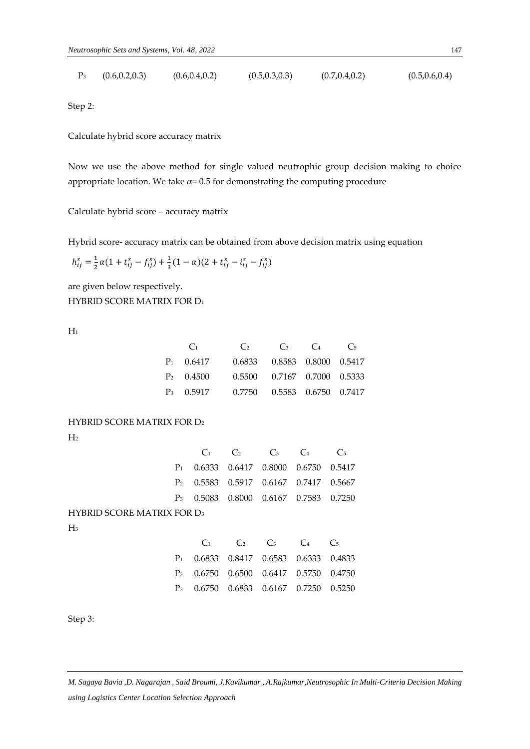| $P_3$ | (0.6,0.2,0.3) | (0.6,0.4,0.2) | (0.5,0.3,0.3) | (0.7,0.4,0.2) | (0.5,0.6,0.4) |
|---|---|---|---|---|---|

Step 2:

Calculate hybrid score accuracy matrix

Now we use the above method for single valued neutrophic group decision making to choice appropriate location. We take $\alpha$= 0.5 for demonstrating the computing procedure

Calculate hybrid score – accuracy matrix

Hybrid score- accuracy matrix can be obtained from above decision matrix using equation

$$h_{ij}^{s} = \frac{1}{2}\alpha(1 + t_{ij}^{s} - f_{ij}^{s}) + \frac{1}{3}(1 - \alpha)(2 + t_{ij}^{s} - i_{ij}^{s} - f_{ij}^{s})$$

are given below respectively.

HYBRID SCORE MATRIX FOR $D_1$

$H_1$

| | $C_1$ | $C_2$ | $C_3$ | $C_4$ | $C_5$ |
|---|---|---|---|---|---|
| $P_1$ | 0.6417 | 0.6833 | 0.8583 | 0.8000 | 0.5417 |
| $P_2$ | 0.4500 | 0.5500 | 0.7167 | 0.7000 | 0.5333 |
| $P_3$ | 0.5917 | 0.7750 | 0.5583 | 0.6750 | 0.7417 |

HYBRID SCORE MATRIX FOR $D_2$

$H_2$

| | $C_1$ | $C_2$ | $C_3$ | $C_4$ | $C_5$ |
|---|---|---|---|---|---|
| $P_1$ | 0.6333 | 0.6417 | 0.8000 | 0.6750 | 0.5417 |
| $P_2$ | 0.5583 | 0.5917 | 0.6167 | 0.7417 | 0.5667 |
| $P_3$ | 0.5083 | 0.8000 | 0.6167 | 0.7583 | 0.7250 |

HYBRID SCORE MATRIX FOR $D_3$

$H_3$

| | $C_1$ | $C_2$ | $C_3$ | $C_4$ | $C_5$ |
|---|---|---|---|---|---|
| $P_1$ | 0.6833 | 0.8417 | 0.6583 | 0.6333 | 0.4833 |
| $P_2$ | 0.6750 | 0.6500 | 0.6417 | 0.5750 | 0.4750 |
| $P_3$ | 0.6750 | 0.6833 | 0.6167 | 0.7250 | 0.5250 |

Step 3: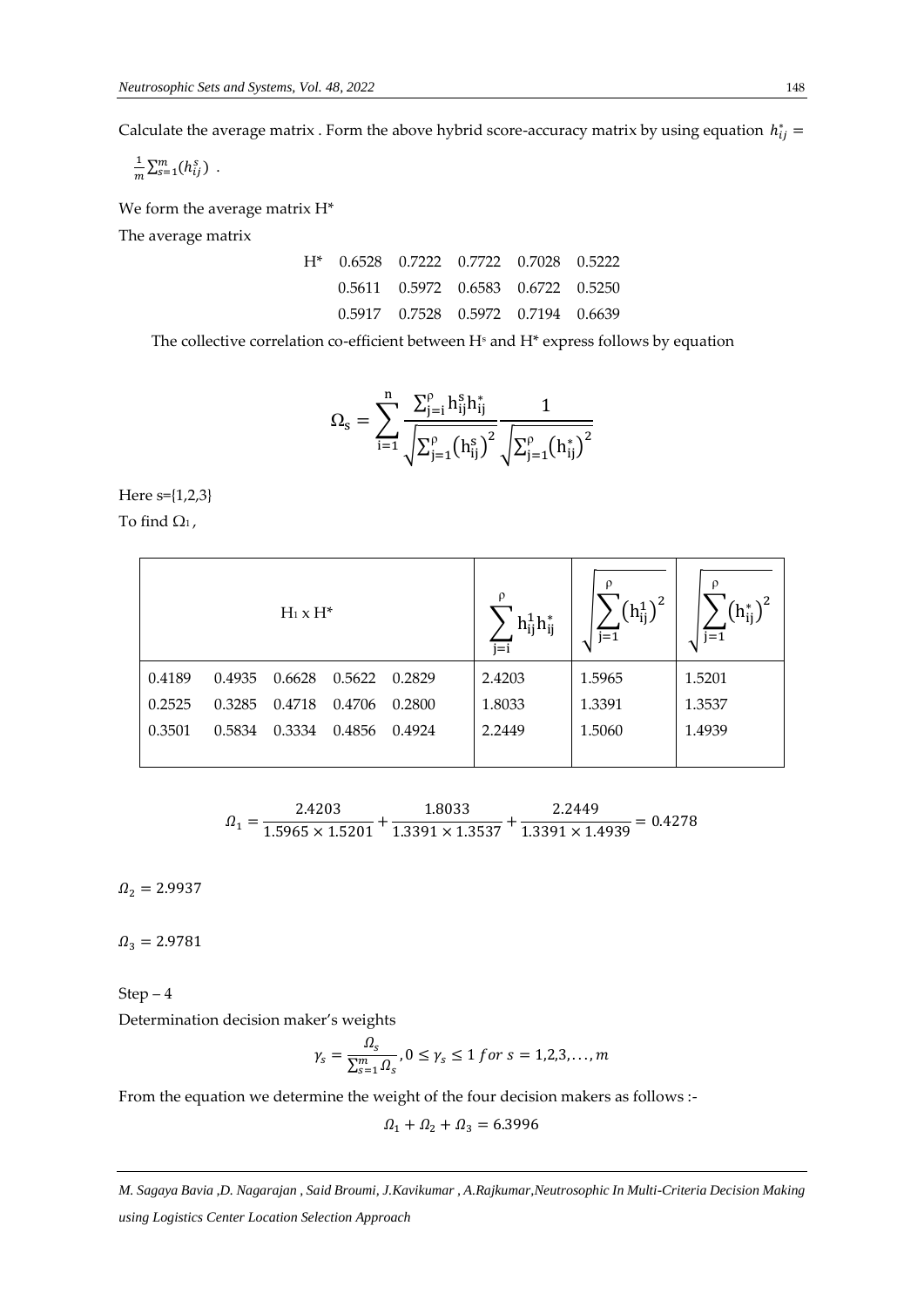Calculate the average matrix . Form the above hybrid score-accuracy matrix by using equation $h_{ij}^{*} = \frac{1}{m}\sum_{s=1}^{m}(h_{ij}^{s})$ .

We form the average matrix H*

The average matrix

| H* | | | | | |
|---|---|---|---|---|---|
| | 0.6528 | 0.7222 | 0.7722 | 0.7028 | 0.5222 |
| | 0.5611 | 0.5972 | 0.6583 | 0.6722 | 0.5250 |
| | 0.5917 | 0.7528 | 0.5972 | 0.7194 | 0.6639 |

The collective correlation co-efficient between $H^s$ and H* express follows by equation

$$\Omega_s = \sum_{i=1}^{n} \frac{\sum_{j=i}^{\rho} h_{ij}^{s} h_{ij}^{*}}{\sqrt{\sum_{j=1}^{\rho}\left(h_{ij}^{s}\right)^2}} \frac{1}{\sqrt{\sum_{j=1}^{\rho}\left(h_{ij}^{*}\right)^2}}$$

Here s={1,2,3}

To find $\Omega_1$ ,

| $H_1 \times H^*$ | | | | | $\sum_{j=i}^{\rho} h_{ij}^{1} h_{ij}^{*}$ | $\sqrt{\sum_{j=1}^{\rho}\left(h_{ij}^{1}\right)^2}$ | $\sqrt{\sum_{j=1}^{\rho}\left(h_{ij}^{*}\right)^2}$ |
|---|---|---|---|---|---|---|---|
| 0.4189 | 0.4935 | 0.6628 | 0.5622 | 0.2829 | 2.4203 | 1.5965 | 1.5201 |
| 0.2525 | 0.3285 | 0.4718 | 0.4706 | 0.2800 | 1.8033 | 1.3391 | 1.3537 |
| 0.3501 | 0.5834 | 0.3334 | 0.4856 | 0.4924 | 2.2449 | 1.5060 | 1.4939 |

$$\Omega_1 = \frac{2.4203}{1.5965 \times 1.5201} + \frac{1.8033}{1.3391 \times 1.3537} + \frac{2.2449}{1.3391 \times 1.4939} = 0.4278$$

$\Omega_2 = 2.9937$

$\Omega_3 = 2.9781$

Step – 4

Determination decision maker's weights

$$\gamma_s = \frac{\Omega_s}{\sum_{s=1}^{m} \Omega_s}, 0 \le \gamma_s \le 1 \; for \; s = 1,2,3,\ldots,m$$

From the equation we determine the weight of the four decision makers as follows :-

$$\Omega_1 + \Omega_2 + \Omega_3 = 6.3996$$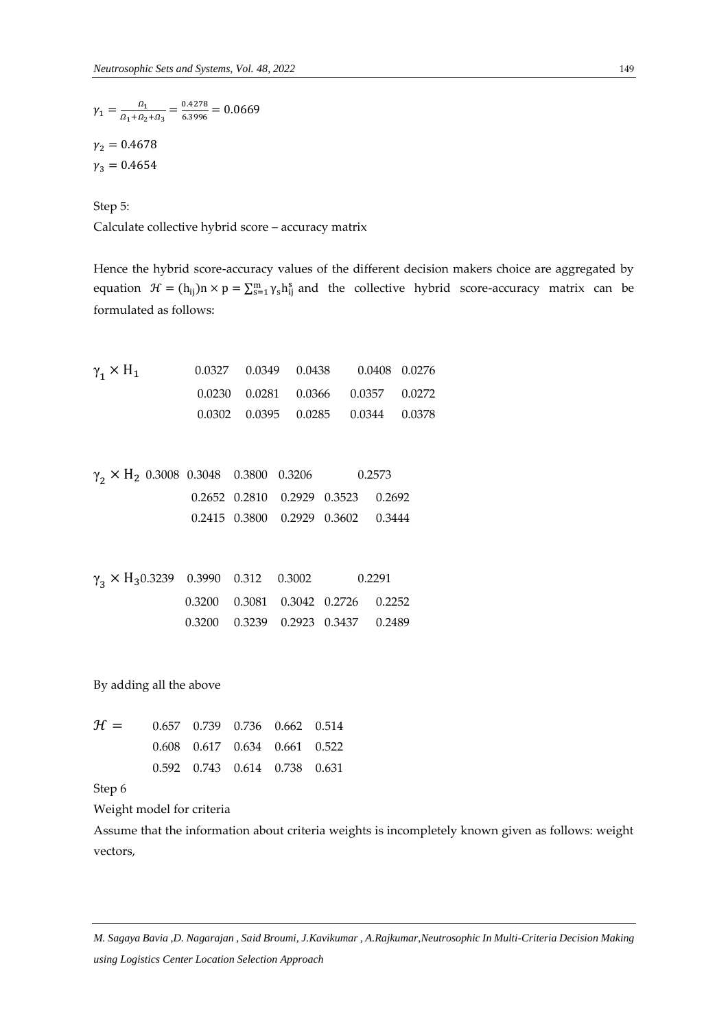$\gamma_1 = \frac{\Omega_1}{\Omega_1+\Omega_2+\Omega_3} = \frac{0.4278}{6.3996} = 0.0669$

$\gamma_2 = 0.4678$

$\gamma_3 = 0.4654$

Step 5:

Calculate collective hybrid score – accuracy matrix

Hence the hybrid score-accuracy values of the different decision makers choice are aggregated by equation $\mathcal{H} = (h_{ij})n \times p = \sum_{s=1}^{m} \gamma_s h_{ij}^s$ and the collective hybrid score-accuracy matrix can be formulated as follows:

$\gamma_1 \times H_1$

| | | | | |
|---|---|---|---|---|
| 0.0327 | 0.0349 | 0.0438 | 0.0408 | 0.0276 |
| 0.0230 | 0.0281 | 0.0366 | 0.0357 | 0.0272 |
| 0.0302 | 0.0395 | 0.0285 | 0.0344 | 0.0378 |

$\gamma_2 \times H_2$

| | | | | | |
|---|---|---|---|---|---|
| 0.3008 | 0.3048 | 0.3800 | 0.3206 | | 0.2573 |
| | 0.2652 | 0.2810 | 0.2929 | 0.3523 | 0.2692 |
| | 0.2415 | 0.3800 | 0.2929 | 0.3602 | 0.3444 |

$\gamma_3 \times H_3$

| | | | | | |
|---|---|---|---|---|---|
| 0.3239 | 0.3990 | 0.312 | 0.3002 | | 0.2291 |
| | 0.3200 | 0.3081 | 0.3042 | 0.2726 | 0.2252 |
| | 0.3200 | 0.3239 | 0.2923 | 0.3437 | 0.2489 |

By adding all the above

$\mathcal{H} =$

| | | | | |
|---|---|---|---|---|
| 0.657 | 0.739 | 0.736 | 0.662 | 0.514 |
| 0.608 | 0.617 | 0.634 | 0.661 | 0.522 |
| 0.592 | 0.743 | 0.614 | 0.738 | 0.631 |

Step 6

Weight model for criteria

Assume that the information about criteria weights is incompletely known given as follows: weight vectors,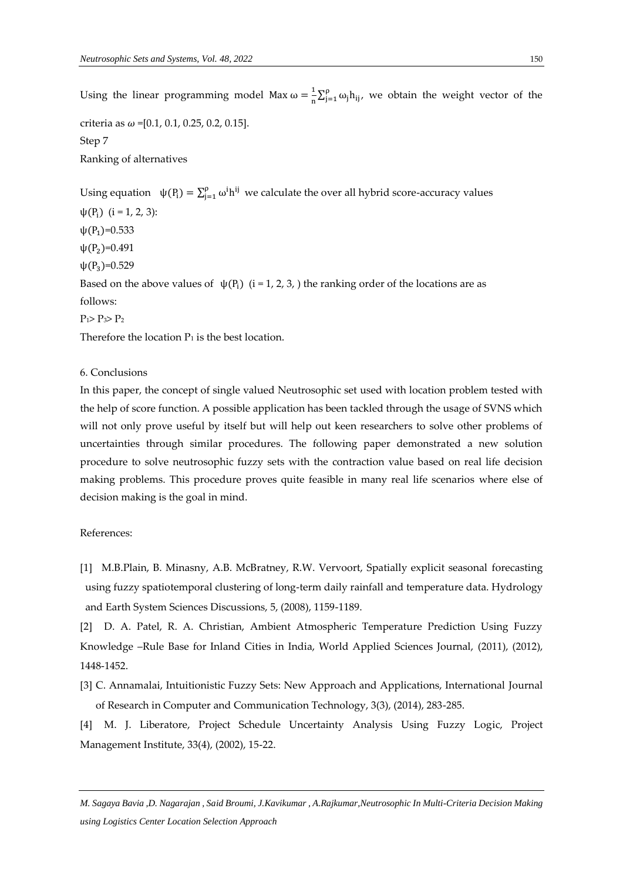Using the linear programming model $\text{Max}\ \omega = \frac{1}{n}\sum_{j=1}^{\rho} \omega_j h_{ij}$, we obtain the weight vector of the criteria as $\omega$ =[0.1, 0.1, 0.25, 0.2, 0.15].

Step 7

Ranking of alternatives

Using equation $\psi(P_i) = \sum_{j=1}^{\rho} \omega^i h^{ij}$ we calculate the over all hybrid score-accuracy values $\psi(P_i)$ (i = 1, 2, 3):

$\psi(P_1)$=0.533

$\psi(P_2)$=0.491

$\psi(P_3)$=0.529

Based on the above values of $\psi(P_i)$ (i = 1, 2, 3, ) the ranking order of the locations are as follows:

$P_1 > P_3 > P_2$

Therefore the location $P_1$ is the best location.

## 6. Conclusions

In this paper, the concept of single valued Neutrosophic set used with location problem tested with the help of score function. A possible application has been tackled through the usage of SVNS which will not only prove useful by itself but will help out keen researchers to solve other problems of uncertainties through similar procedures. The following paper demonstrated a new solution procedure to solve neutrosophic fuzzy sets with the contraction value based on real life decision making problems. This procedure proves quite feasible in many real life scenarios where else of decision making is the goal in mind.

## References:

[1] M.B.Plain, B. Minasny, A.B. McBratney, R.W. Vervoort, Spatially explicit seasonal forecasting using fuzzy spatiotemporal clustering of long-term daily rainfall and temperature data. Hydrology and Earth System Sciences Discussions, 5, (2008), 1159-1189.

[2] D. A. Patel, R. A. Christian, Ambient Atmospheric Temperature Prediction Using Fuzzy Knowledge –Rule Base for Inland Cities in India, World Applied Sciences Journal, (2011), (2012), 1448-1452.

[3] C. Annamalai, Intuitionistic Fuzzy Sets: New Approach and Applications, International Journal of Research in Computer and Communication Technology, 3(3), (2014), 283-285.

[4] M. J. Liberatore, Project Schedule Uncertainty Analysis Using Fuzzy Logic, Project Management Institute, 33(4), (2002), 15-22.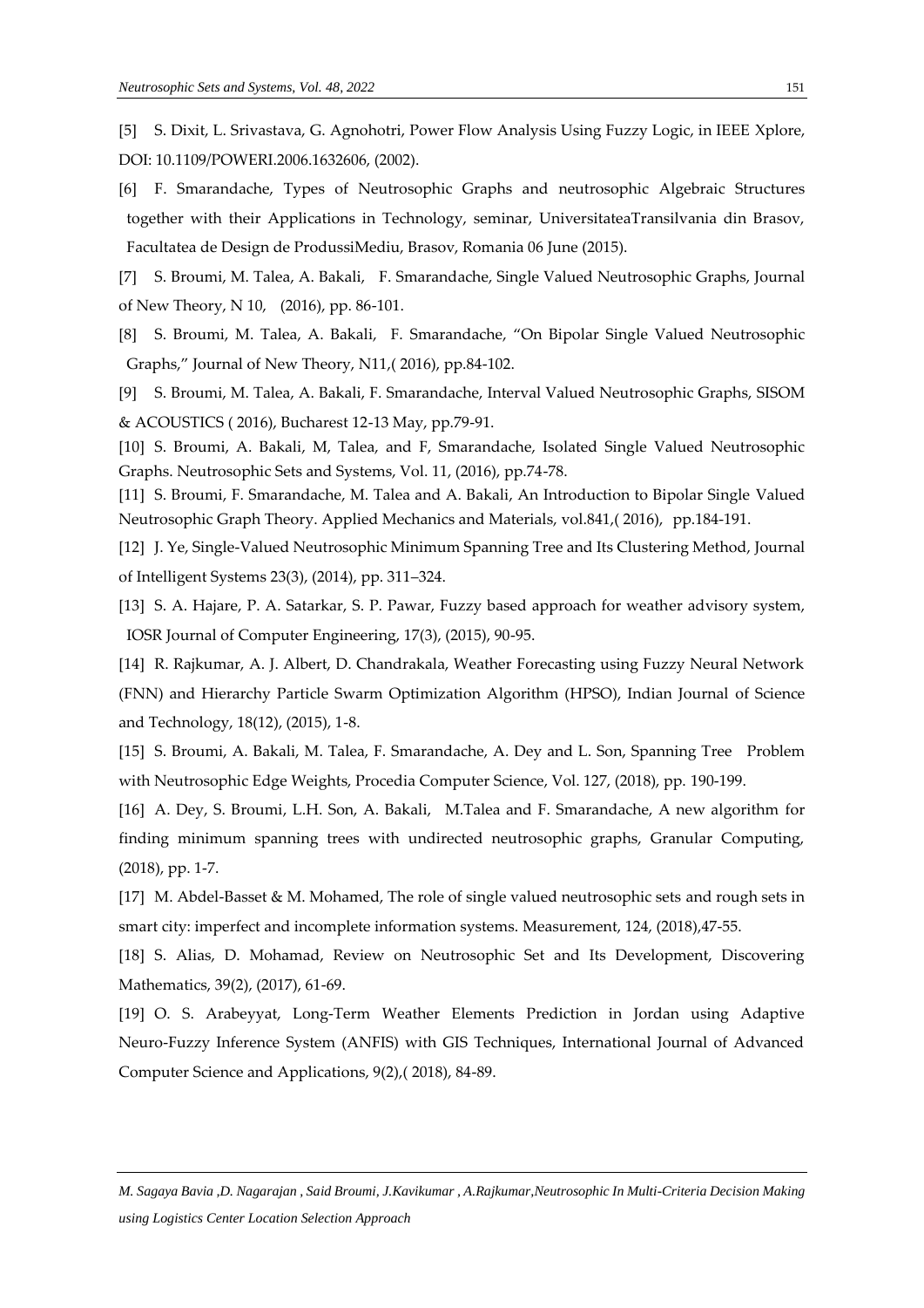[5] S. Dixit, L. Srivastava, G. Agnohotri, Power Flow Analysis Using Fuzzy Logic, in IEEE Xplore, DOI: 10.1109/POWERI.2006.1632606, (2002).

[6] F. Smarandache, Types of Neutrosophic Graphs and neutrosophic Algebraic Structures together with their Applications in Technology, seminar, UniversitateaTransilvania din Brasov, Facultatea de Design de ProdussiMediu, Brasov, Romania 06 June (2015).

[7] S. Broumi, M. Talea, A. Bakali, F. Smarandache, Single Valued Neutrosophic Graphs, Journal of New Theory, N 10, (2016), pp. 86-101.

[8] S. Broumi, M. Talea, A. Bakali, F. Smarandache, "On Bipolar Single Valued Neutrosophic Graphs," Journal of New Theory, N11,( 2016), pp.84-102.

[9] S. Broumi, M. Talea, A. Bakali, F. Smarandache, Interval Valued Neutrosophic Graphs, SISOM & ACOUSTICS ( 2016), Bucharest 12-13 May, pp.79-91.

[10] S. Broumi, A. Bakali, M, Talea, and F, Smarandache, Isolated Single Valued Neutrosophic Graphs. Neutrosophic Sets and Systems, Vol. 11, (2016), pp.74-78.

[11] S. Broumi, F. Smarandache, M. Talea and A. Bakali, An Introduction to Bipolar Single Valued Neutrosophic Graph Theory. Applied Mechanics and Materials, vol.841,( 2016), pp.184-191.

[12] J. Ye, Single-Valued Neutrosophic Minimum Spanning Tree and Its Clustering Method, Journal of Intelligent Systems 23(3), (2014), pp. 311–324.

[13] S. A. Hajare, P. A. Satarkar, S. P. Pawar, Fuzzy based approach for weather advisory system, IOSR Journal of Computer Engineering, 17(3), (2015), 90-95.

[14] R. Rajkumar, A. J. Albert, D. Chandrakala, Weather Forecasting using Fuzzy Neural Network (FNN) and Hierarchy Particle Swarm Optimization Algorithm (HPSO), Indian Journal of Science and Technology, 18(12), (2015), 1-8.

[15] S. Broumi, A. Bakali, M. Talea, F. Smarandache, A. Dey and L. Son, Spanning Tree Problem with Neutrosophic Edge Weights, Procedia Computer Science, Vol. 127, (2018), pp. 190-199.

[16] A. Dey, S. Broumi, L.H. Son, A. Bakali, M.Talea and F. Smarandache, A new algorithm for finding minimum spanning trees with undirected neutrosophic graphs, Granular Computing, (2018), pp. 1-7.

[17] M. Abdel-Basset & M. Mohamed, The role of single valued neutrosophic sets and rough sets in smart city: imperfect and incomplete information systems. Measurement, 124, (2018),47-55.

[18] S. Alias, D. Mohamad, Review on Neutrosophic Set and Its Development, Discovering Mathematics, 39(2), (2017), 61-69.

[19] O. S. Arabeyyat, Long-Term Weather Elements Prediction in Jordan using Adaptive Neuro-Fuzzy Inference System (ANFIS) with GIS Techniques, International Journal of Advanced Computer Science and Applications, 9(2),( 2018), 84-89.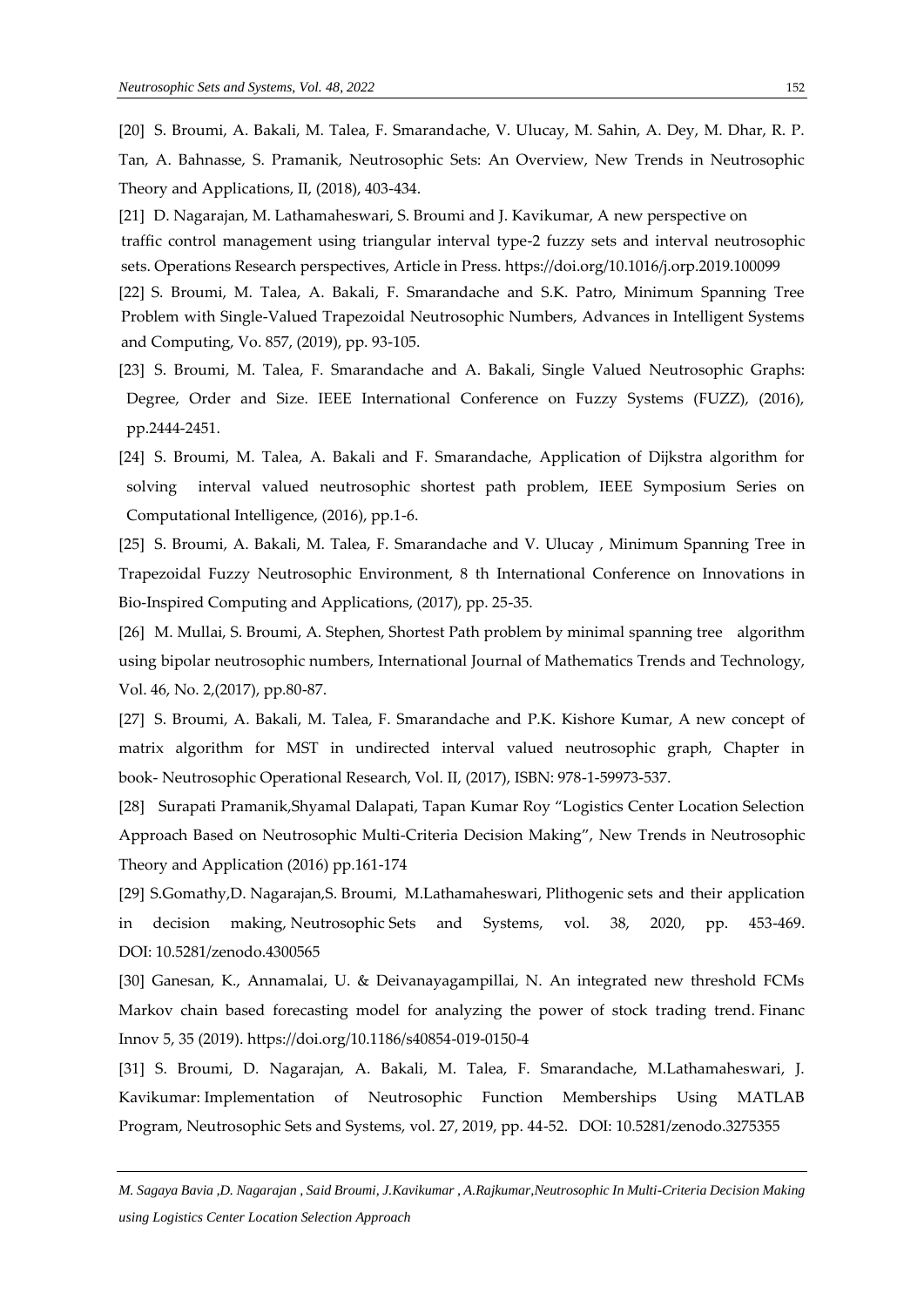[20] S. Broumi, A. Bakali, M. Talea, F. Smarandache, V. Ulucay, M. Sahin, A. Dey, M. Dhar, R. P. Tan, A. Bahnasse, S. Pramanik, Neutrosophic Sets: An Overview, New Trends in Neutrosophic Theory and Applications, II, (2018), 403-434.

[21] D. Nagarajan, M. Lathamaheswari, S. Broumi and J. Kavikumar, A new perspective on traffic control management using triangular interval type-2 fuzzy sets and interval neutrosophic sets. Operations Research perspectives, Article in Press. https://doi.org/10.1016/j.orp.2019.100099

[22] S. Broumi, M. Talea, A. Bakali, F. Smarandache and S.K. Patro, Minimum Spanning Tree Problem with Single-Valued Trapezoidal Neutrosophic Numbers, Advances in Intelligent Systems and Computing, Vo. 857, (2019), pp. 93-105.

[23] S. Broumi, M. Talea, F. Smarandache and A. Bakali, Single Valued Neutrosophic Graphs: Degree, Order and Size. IEEE International Conference on Fuzzy Systems (FUZZ), (2016), pp.2444-2451.

[24] S. Broumi, M. Talea, A. Bakali and F. Smarandache, Application of Dijkstra algorithm for solving interval valued neutrosophic shortest path problem, IEEE Symposium Series on Computational Intelligence, (2016), pp.1-6.

[25] S. Broumi, A. Bakali, M. Talea, F. Smarandache and V. Ulucay , Minimum Spanning Tree in Trapezoidal Fuzzy Neutrosophic Environment, 8 th International Conference on Innovations in Bio-Inspired Computing and Applications, (2017), pp. 25-35.

[26] M. Mullai, S. Broumi, A. Stephen, Shortest Path problem by minimal spanning tree algorithm using bipolar neutrosophic numbers, International Journal of Mathematics Trends and Technology, Vol. 46, No. 2,(2017), pp.80-87.

[27] S. Broumi, A. Bakali, M. Talea, F. Smarandache and P.K. Kishore Kumar, A new concept of matrix algorithm for MST in undirected interval valued neutrosophic graph, Chapter in book- Neutrosophic Operational Research, Vol. II, (2017), ISBN: 978-1-59973-537.

[28] Surapati Pramanik,Shyamal Dalapati, Tapan Kumar Roy "Logistics Center Location Selection Approach Based on Neutrosophic Multi-Criteria Decision Making", New Trends in Neutrosophic Theory and Application (2016) pp.161-174

[29] S.Gomathy,D. Nagarajan,S. Broumi, M.Lathamaheswari, Plithogenic sets and their application in decision making, Neutrosophic Sets and Systems, vol. 38, 2020, pp. 453-469. DOI: 10.5281/zenodo.4300565

[30] Ganesan, K., Annamalai, U. & Deivanayagampillai, N. An integrated new threshold FCMs Markov chain based forecasting model for analyzing the power of stock trading trend. Financ Innov 5, 35 (2019). https://doi.org/10.1186/s40854-019-0150-4

[31] S. Broumi, D. Nagarajan, A. Bakali, M. Talea, F. Smarandache, M.Lathamaheswari, J. Kavikumar: Implementation of Neutrosophic Function Memberships Using MATLAB Program, Neutrosophic Sets and Systems, vol. 27, 2019, pp. 44-52. DOI: 10.5281/zenodo.3275355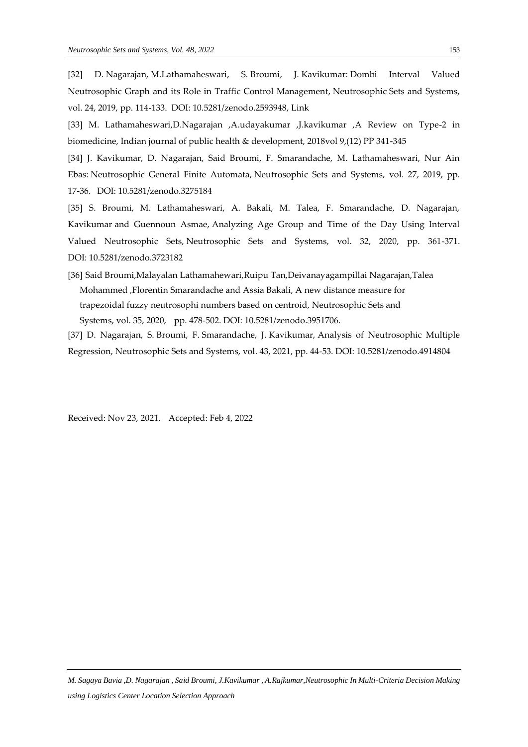[32] D. Nagarajan, M.Lathamaheswari, S. Broumi, J. Kavikumar: Dombi Interval Valued Neutrosophic Graph and its Role in Traffic Control Management, Neutrosophic Sets and Systems, vol. 24, 2019, pp. 114-133. DOI: 10.5281/zenodo.2593948, Link

[33] M. Lathamaheswari,D.Nagarajan ,A.udayakumar ,J.kavikumar ,A Review on Type-2 in biomedicine, Indian journal of public health & development, 2018vol 9,(12) PP 341-345

[34] J. Kavikumar, D. Nagarajan, Said Broumi, F. Smarandache, M. Lathamaheswari, Nur Ain Ebas: Neutrosophic General Finite Automata, Neutrosophic Sets and Systems, vol. 27, 2019, pp. 17-36. DOI: 10.5281/zenodo.3275184

[35] S. Broumi, M. Lathamaheswari, A. Bakali, M. Talea, F. Smarandache, D. Nagarajan, Kavikumar and Guennoun Asmae, Analyzing Age Group and Time of the Day Using Interval Valued Neutrosophic Sets, Neutrosophic Sets and Systems, vol. 32, 2020, pp. 361-371. DOI: 10.5281/zenodo.3723182

[36] Said Broumi,Malayalan Lathamahewari,Ruipu Tan,Deivanayagampillai Nagarajan,Talea Mohammed ,Florentin Smarandache and Assia Bakali, A new distance measure for trapezoidal fuzzy neutrosophi numbers based on centroid, Neutrosophic Sets and Systems, vol. 35, 2020, pp. 478-502. DOI: 10.5281/zenodo.3951706.

[37] D. Nagarajan, S. Broumi, F. Smarandache, J. Kavikumar, Analysis of Neutrosophic Multiple Regression, Neutrosophic Sets and Systems, vol. 43, 2021, pp. 44-53. DOI: 10.5281/zenodo.4914804

Received: Nov 23, 2021. Accepted: Feb 4, 2022